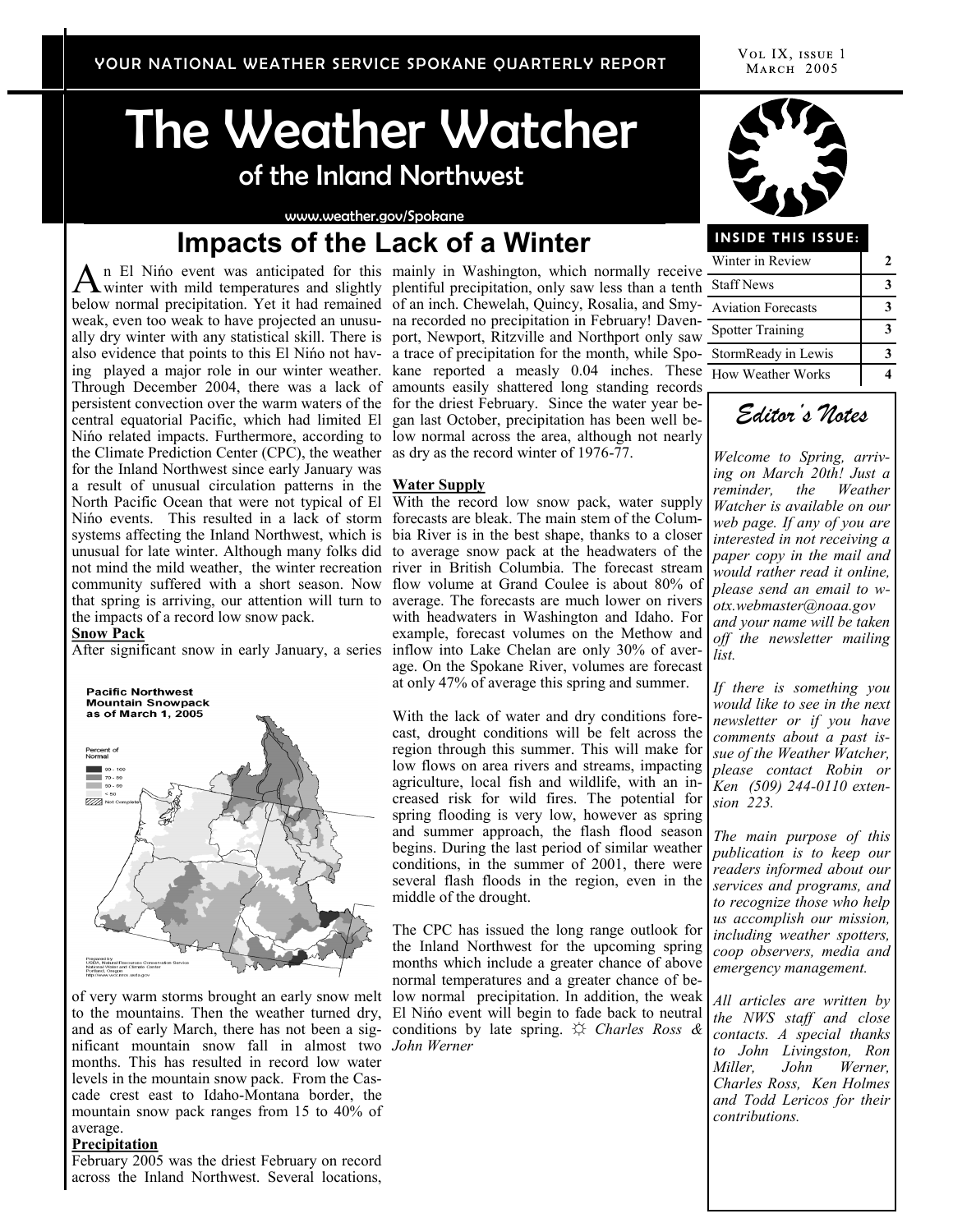YOUR NATIONAL WEATHER SERVICE SPOKANE QUARTERLY REPORT

# The Weather Watcher

## of the Inland Northwest

www.weather.gov/Spokane

## Impacts of the Lack of a Winter

An El Ni**ń**o event was anticipated for this winter with mild temperatures and slightly below normal precipitation. Yet it had remained weak, even too weak to have projected an unusually dry winter with any statistical skill. There is also evidence that points to this El Ni**ń**o not having played a major role in our winter weather. Through December 2004, there was a lack of persistent convection over the warm waters of the central equatorial Pacific, which had limited El Ni**ń**o related impacts. Furthermore, according to the Climate Prediction Center (CPC), the weather for the Inland Northwest since early January was a result of unusual circulation patterns in the North Pacific Ocean that were not typical of El Ni**ń**o events. This resulted in a lack of storm systems affecting the Inland Northwest, which is unusual for late winter. Although many folks did not mind the mild weather, the winter recreation community suffered with a short season. Now that spring is arriving, our attention will turn to the impacts of a record low snow pack.

**Snow Pack**

After significant snow in early January, a series of very warm storms brought an early snow melt to the mountains. Then the weather turned dry, and as of early March, there has not been a significant mountain snow fall in almost two months. This has resulted in record low water levels in the mountain snow pack. From the Cascade crest east to Idaho-Montana border, the mountain snow pack ranges from 15 to 40% of average.

**Precipitation**

February 2005 was the driest February on record across the Inland Northwest. Several locations, mainly in Washington, which normally receive plentiful precipitation, only saw less than a tenth of an inch. Chewelah, Quincy, Rosalia, and Smyrna recorded no precipitation in February! Davenport, Newport, Ritzville and Northport only saw a trace of precipitation for the month, while Spokane reported a measly 0.04 inches. These amounts easily shattered long standing records for the driest February. Since the water year began last October, precipitation has been well below normal across the area, although not nearly as dry as the record winter of 1976-77.

**Water Supply**

With the record low snow pack, water supply forecasts are bleak. The main stem of the Columbia River is in the best shape, thanks to a closer to average snow pack at the headwaters of the river in British Columbia. The forecast stream flow volume at Grand Coulee is about 80% of average. The forecasts are much lower on rivers with headwaters in Washington and Idaho. For example, forecast volumes on the Methow and inflow into Lake Chelan are only 30% of average. On the Spokane River, volumes are forecast at only 47% of average this spring and summer.

With the lack of water and dry conditions forecast, drought conditions will be felt across the region through this summer. This will make for low flows on area rivers and streams, impacting agriculture, local fish and wildlife, with an increased risk for wild fires. The potential for spring flooding is very low, however as spring and summer approach, the flash flood season begins. During the last period of similar weather conditions, in the summer of 2001, there were several flash floods in the region, even in the middle of the drought.

The CPC has issued the long range outlook for the Inland Northwest for the upcoming spring months which include a greater chance of above normal temperatures and a greater chance of below normal precipitation. In addition, the weak El Ni**ń**o event will begin to fade back to neutral conditions by late spring. ☼ *Charles Ross & John Werner*

**Pacific Northwest Mountain Snowpack as of March 1, 2005**

Percent of Normal: 90 - 100; 70 - 89; 50 - 69; < 50; Not Complete

Prepared by USDA, Natural Resources Conservation Service, National Water and Climate Center, Portland, Oregon

### INSIDE THIS ISSUE:

| | |
|---|---|
| Winter in Review | 2 |
| Staff News | 3 |
| Aviation Forecasts | 3 |
| Spotter Training | 3 |
| StormReady in Lewis | 3 |
| How Weather Works | 4 |

### *Editor's Notes*

*Welcome to Spring, arriving on March 20th! Just a reminder, the Weather Watcher is available on our web page. If any of you are interested in not receiving a paper copy in the mail and would rather read it online, please send an email to w-otx.webmaster@noaa.gov and your name will be taken off the newsletter mailing list.*

*If there is something you would like to see in the next newsletter or if you have comments about a past issue of the Weather Watcher, please contact Robin or Ken (509) 244-0110 extension 223.*

*The main purpose of this publication is to keep our readers informed about our services and programs, and to recognize those who help us accomplish our mission, including weather spotters, coop observers, media and emergency management.*

*All articles are written by the NWS staff and close contacts. A special thanks to John Livingston, Ron Miller, John Werner, Charles Ross, Ken Holmes and Todd Lericos for their contributions.*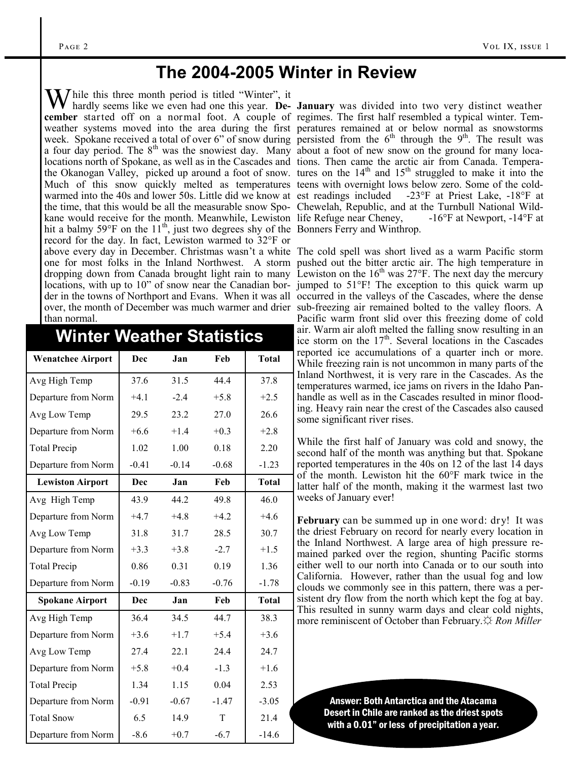# The 2004-2005 Winter in Review

While this three month period is titled "Winter", it hardly seems like we even had one this year. **December** started off on a normal foot. A couple of weather systems moved into the area during the first week. Spokane received a total of over 6" of snow during a four day period. The 8th was the snowiest day. Many locations north of Spokane, as well as in the Cascades and the Okanogan Valley, picked up around a foot of snow. Much of this snow quickly melted as temperatures warmed into the 40s and lower 50s. Little did we know at the time, that this would be all the measurable snow Spokane would receive for the month. Meanwhile, Lewiston hit a balmy 59°F on the 11th, just two degrees shy of the record for the day. In fact, Lewiston warmed to 32°F or above every day in December. Christmas wasn't a white one for most folks in the Inland Northwest. A storm dropping down from Canada brought light rain to many locations, with up to 10" of snow near the Canadian border in the towns of Northport and Evans. When it was all over, the month of December was much warmer and drier than normal.

**January** was divided into two very distinct weather regimes. The first half resembled a typical winter. Temperatures remained at or below normal as snowstorms persisted from the 6th through the 9th. The result was about a foot of new snow on the ground for many locations. Then came the arctic air from Canada. Temperatures on the 14th and 15th struggled to make it into the teens with overnight lows below zero. Some of the coldest readings included -23°F at Priest Lake, -18°F at Chewelah, Republic, and at the Turnbull National Wildlife Refuge near Cheney, -16°F at Newport, -14°F at Bonners Ferry and Winthrop.

The cold spell was short lived as a warm Pacific storm pushed out the bitter arctic air. The high temperature in Lewiston on the 16th was 27°F. The next day the mercury jumped to 51°F! The exception to this quick warm up occurred in the valleys of the Cascades, where the dense sub-freezing air remained bolted to the valley floors. A Pacific warm front slid over this freezing dome of cold air. Warm air aloft melted the falling snow resulting in an ice storm on the 17th. Several locations in the Cascades reported ice accumulations of a quarter inch or more. While freezing rain is not uncommon in many parts of the Inland Northwest, it is very rare in the Cascades. As the temperatures warmed, ice jams on rivers in the Idaho Panhandle as well as in the Cascades resulted in minor flooding. Heavy rain near the crest of the Cascades also caused some significant river rises.

While the first half of January was cold and snowy, the second half of the month was anything but that. Spokane reported temperatures in the 40s on 12 of the last 14 days of the month. Lewiston hit the 60°F mark twice in the latter half of the month, making it the warmest last two weeks of January ever!

**February** can be summed up in one word: dry! It was the driest February on record for nearly every location in the Inland Northwest. A large area of high pressure remained parked over the region, shunting Pacific storms either well to our north into Canada or to our south into California. However, rather than the usual fog and low clouds we commonly see in this pattern, there was a persistent dry flow from the north which kept the fog at bay. This resulted in sunny warm days and clear cold nights, more reminiscent of October than February.☼ *Ron Miller*

## Winter Weather Statistics

| Wenatchee Airport | Dec | Jan | Feb | Total |
|---|---|---|---|---|
| Avg High Temp | 37.6 | 31.5 | 44.4 | 37.8 |
| Departure from Norm | +4.1 | -2.4 | +5.8 | +2.5 |
| Avg Low Temp | 29.5 | 23.2 | 27.0 | 26.6 |
| Departure from Norm | +6.6 | +1.4 | +0.3 | +2.8 |
| Total Precip | 1.02 | 1.00 | 0.18 | 2.20 |
| Departure from Norm | -0.41 | -0.14 | -0.68 | -1.23 |
| **Lewiston Airport** | **Dec** | **Jan** | **Feb** | **Total** |
| Avg High Temp | 43.9 | 44.2 | 49.8 | 46.0 |
| Departure from Norm | +4.7 | +4.8 | +4.2 | +4.6 |
| Avg Low Temp | 31.8 | 31.7 | 28.5 | 30.7 |
| Departure from Norm | +3.3 | +3.8 | -2.7 | +1.5 |
| Total Precip | 0.86 | 0.31 | 0.19 | 1.36 |
| Departure from Norm | -0.19 | -0.83 | -0.76 | -1.78 |
| **Spokane Airport** | **Dec** | **Jan** | **Feb** | **Total** |
| Avg High Temp | 36.4 | 34.5 | 44.7 | 38.3 |
| Departure from Norm | +3.6 | +1.7 | +5.4 | +3.6 |
| Avg Low Temp | 27.4 | 22.1 | 24.4 | 24.7 |
| Departure from Norm | +5.8 | +0.4 | -1.3 | +1.6 |
| Total Precip | 1.34 | 1.15 | 0.04 | 2.53 |
| Departure from Norm | -0.91 | -0.67 | -1.47 | -3.05 |
| Total Snow | 6.5 | 14.9 | T | 21.4 |
| Departure from Norm | -8.6 | +0.7 | -6.7 | -14.6 |

**Answer: Both Antarctica and the Atacama Desert in Chile are ranked as the driest spots with a 0.01" or less of precipitation a year.**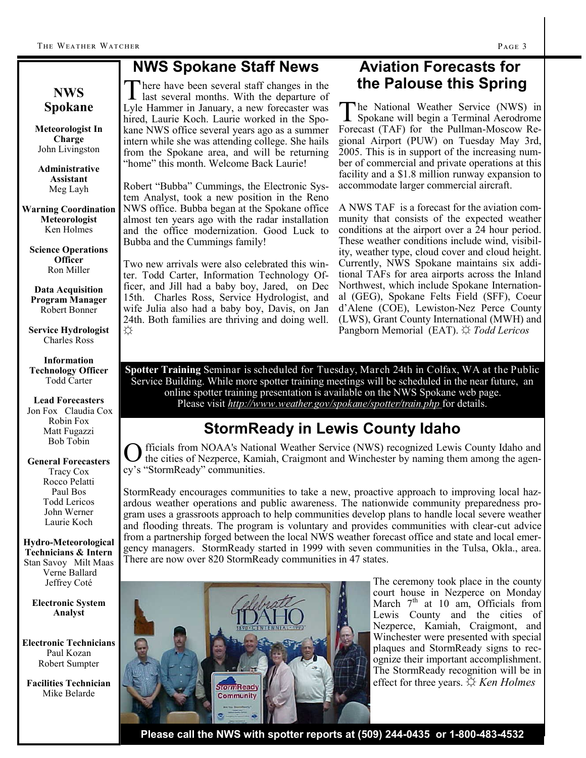## NWS Spokane

**Meteorologist In Charge**
John Livingston

**Administrative Assistant**
Meg Layh

**Warning Coordination Meteorologist**
Ken Holmes

**Science Operations Officer**
Ron Miller

**Data Acquisition Program Manager**
Robert Bonner

**Service Hydrologist**
Charles Ross

**Information Technology Officer**
Todd Carter

**Lead Forecasters**
Jon Fox Claudia Cox
Robin Fox
Matt Fugazzi
Bob Tobin

**General Forecasters**
Tracy Cox
Rocco Pelatti
Paul Bos
Todd Lericos
John Werner
Laurie Koch

**Hydro-Meteorological Technicians & Intern**
Stan Savoy Milt Maas
Verne Ballard
Jeffrey Coté

**Electronic System Analyst**

**Electronic Technicians**
Paul Kozan
Robert Sumpter

**Facilities Technician**
Mike Belarde

## NWS Spokane Staff News

There have been several staff changes in the last several months. With the departure of Lyle Hammer in January, a new forecaster was hired, Laurie Koch. Laurie worked in the Spokane NWS office several years ago as a summer intern while she was attending college. She hails from the Spokane area, and will be returning "home" this month. Welcome Back Laurie!

Robert "Bubba" Cummings, the Electronic System Analyst, took a new position in the Reno NWS office. Bubba began at the Spokane office almost ten years ago with the radar installation and the office modernization. Good Luck to Bubba and the Cummings family!

Two new arrivals were also celebrated this winter. Todd Carter, Information Technology Officer, and Jill had a baby boy, Jared, on Dec 15th. Charles Ross, Service Hydrologist, and wife Julia also had a baby boy, Davis, on Jan 24th. Both families are thriving and doing well. ☼

## Aviation Forecasts for the Palouse this Spring

The National Weather Service (NWS) in Spokane will begin a Terminal Aerodrome Forecast (TAF) for the Pullman-Moscow Regional Airport (PUW) on Tuesday May 3rd, 2005. This is in support of the increasing number of commercial and private operations at this facility and a $1.8 million runway expansion to accommodate larger commercial aircraft.

A NWS TAF is a forecast for the aviation community that consists of the expected weather conditions at the airport over a 24 hour period. These weather conditions include wind, visibility, weather type, cloud cover and cloud height. Currently, NWS Spokane maintains six additional TAFs for area airports across the Inland Northwest, which include Spokane International (GEG), Spokane Felts Field (SFF), Coeur d'Alene (COE), Lewiston-Nez Perce County (LWS), Grant County International (MWH) and Pangborn Memorial (EAT). ☼ *Todd Lericos*

**Spotter Training** Seminar is scheduled for Tuesday, March 24th in Colfax, WA at the Public Service Building. While more spotter training meetings will be scheduled in the near future, an online spotter training presentation is available on the NWS Spokane web page. Please visit ***http://www.weather.gov/spokane/spotter/train.php*** for details.

## StormReady in Lewis County Idaho

Officials from NOAA's National Weather Service (NWS) recognized Lewis County Idaho and the cities of Nezperce, Kamiah, Craigmont and Winchester by naming them among the agency's "StormReady" communities.

StormReady encourages communities to take a new, proactive approach to improving local hazardous weather operations and public awareness. The nationwide community preparedness program uses a grassroots approach to help communities develop plans to handle local severe weather and flooding threats. The program is voluntary and provides communities with clear-cut advice from a partnership forged between the local NWS weather forecast office and state and local emergency managers. StormReady started in 1999 with seven communities in the Tulsa, Okla., area. There are now over 820 StormReady communities in 47 states.

The ceremony took place in the county court house in Nezperce on Monday March 7th at 10 am, Officials from Lewis County and the cities of Nezperce, Kamiah, Craigmont, and Winchester were presented with special plaques and StormReady signs to recognize their important accomplishment. The StormReady recognition will be in effect for three years. ☼ *Ken Holmes*

**Please call the NWS with spotter reports at (509) 244-0435 or 1-800-483-4532**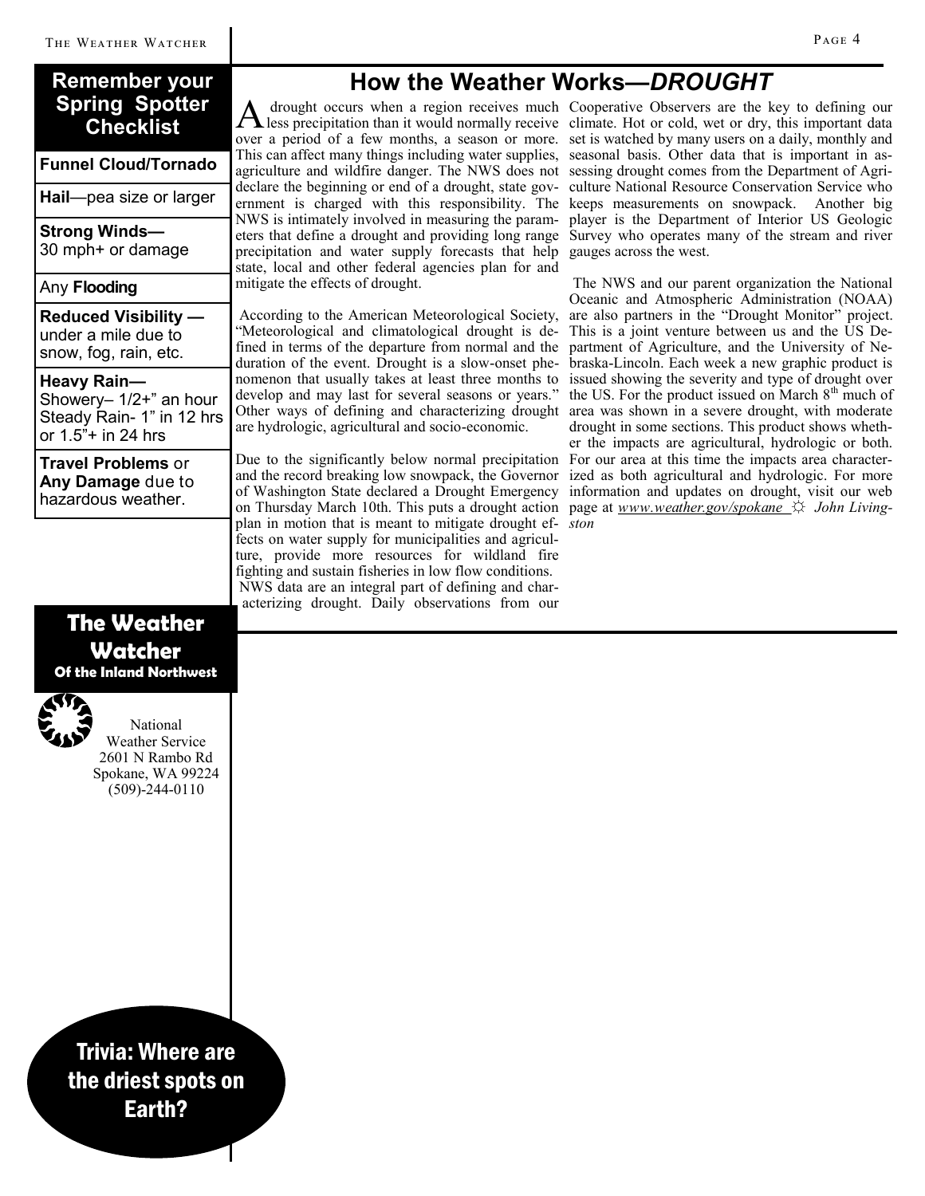## Remember your Spring Spotter Checklist

**Funnel Cloud/Tornado**

**Hail**—pea size or larger

**Strong Winds—**
30 mph+ or damage

Any **Flooding**

**Reduced Visibility —**
under a mile due to snow, fog, rain, etc.

**Heavy Rain—**
Showery– 1/2+" an hour
Steady Rain- 1" in 12 hrs or 1.5"+ in 24 hrs

**Travel Problems** or **Any Damage** due to hazardous weather.

# How the Weather Works—*DROUGHT*

A drought occurs when a region receives much less precipitation than it would normally receive over a period of a few months, a season or more. This can affect many things including water supplies, agriculture and wildfire danger. The NWS does not declare the beginning or end of a drought, state government is charged with this responsibility. The NWS is intimately involved in measuring the parameters that define a drought and providing long range precipitation and water supply forecasts that help state, local and other federal agencies plan for and mitigate the effects of drought.

According to the American Meteorological Society, "Meteorological and climatological drought is defined in terms of the departure from normal and the duration of the event. Drought is a slow-onset phenomenon that usually takes at least three months to develop and may last for several seasons or years." Other ways of defining and characterizing drought are hydrologic, agricultural and socio-economic.

Due to the significantly below normal precipitation and the record breaking low snowpack, the Governor of Washington State declared a Drought Emergency on Thursday March 10th. This puts a drought action plan in motion that is meant to mitigate drought effects on water supply for municipalities and agriculture, provide more resources for wildland fire fighting and sustain fisheries in low flow conditions.

NWS data are an integral part of defining and characterizing drought. Daily observations from our Cooperative Observers are the key to defining our climate. Hot or cold, wet or dry, this important data set is watched by many users on a daily, monthly and seasonal basis. Other data that is important in assessing drought comes from the Department of Agriculture National Resource Conservation Service who keeps measurements on snowpack. Another big player is the Department of Interior US Geologic Survey who operates many of the stream and river gauges across the west.

The NWS and our parent organization the National Oceanic and Atmospheric Administration (NOAA) are also partners in the "Drought Monitor" project. This is a joint venture between us and the US Department of Agriculture, and the University of Nebraska-Lincoln. Each week a new graphic product is issued showing the severity and type of drought over the US. For the product issued on March 8th much of area was shown in a severe drought, with moderate drought in some sections. This product shows whether the impacts are agricultural, hydrologic or both. For our area at this time the impacts area characterized as both agricultural and hydrologic. For more information and updates on drought, visit our web page at *www.weather.gov/spokane* ☼ *John Livingston*

## The Weather Watcher
**Of the Inland Northwest**

National Weather Service
2601 N Rambo Rd
Spokane, WA 99224
(509)-244-0110

**Trivia: Where are the driest spots on Earth?**